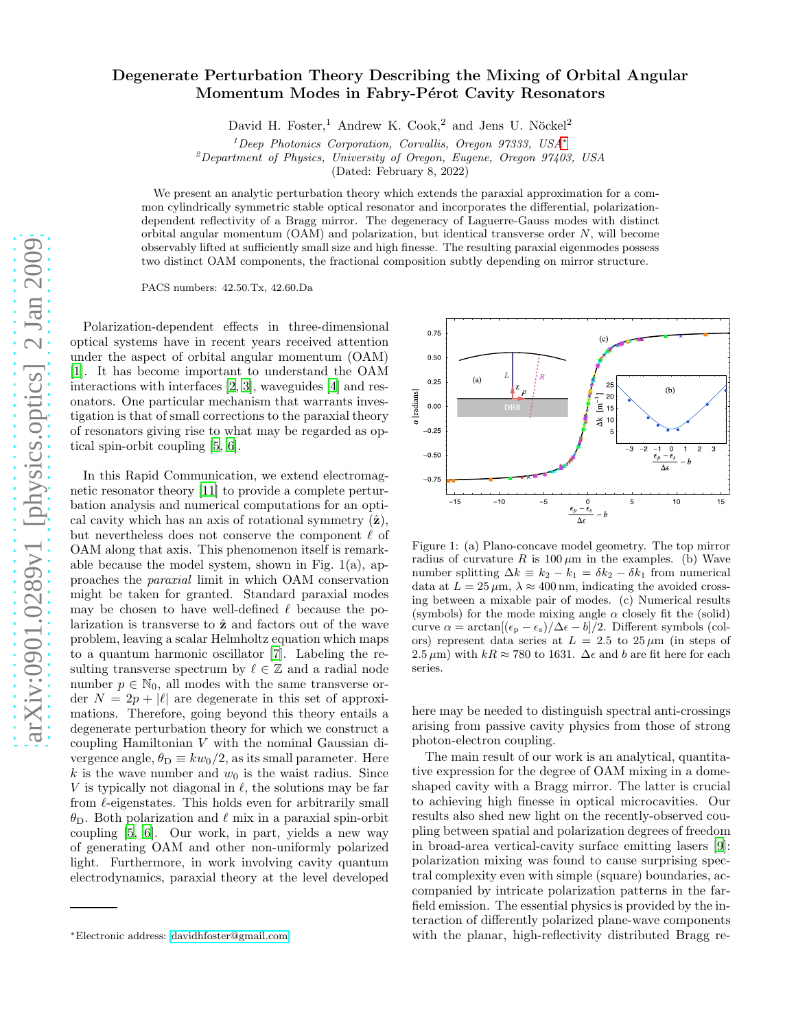# Degenerate Perturbation Theory Describing the Mixing of Orbital Angular Momentum Modes in Fabry-Pérot Cavity Resonators

David H. Foster,[1] Andrew K. Cook,[2] and Jens U. Nöckel[2]

[1]*Deep Photonics Corporation, Corvallis, Oregon 97333, USA*[*]
[2]*Department of Physics, University of Oregon, Eugene, Oregon 97403, USA*
(Dated: February 8, 2022)

We present an analytic perturbation theory which extends the paraxial approximation for a common cylindrically symmetric stable optical resonator and incorporates the differential, polarization-dependent reflectivity of a Bragg mirror. The degeneracy of Laguerre-Gauss modes with distinct orbital angular momentum (OAM) and polarization, but identical transverse order $N$, will become observably lifted at sufficiently small size and high finesse. The resulting paraxial eigenmodes possess two distinct OAM components, the fractional composition subtly depending on mirror structure.

PACS numbers: 42.50.Tx, 42.60.Da

Polarization-dependent effects in three-dimensional optical systems have in recent years received attention under the aspect of orbital angular momentum (OAM) [1]. It has become important to understand the OAM interactions with interfaces [2, 3], waveguides [4] and resonators. One particular mechanism that warrants investigation is that of small corrections to the paraxial theory of resonators giving rise to what may be regarded as optical spin-orbit coupling [5, 6].

In this Rapid Communication, we extend electromagnetic resonator theory [11] to provide a complete perturbation analysis and numerical computations for an optical cavity which has an axis of rotational symmetry ($\hat{\mathbf{z}}$), but nevertheless does not conserve the component $\ell$ of OAM along that axis. This phenomenon itself is remarkable because the model system, shown in Fig. 1(a), approaches the *paraxial* limit in which OAM conservation might be taken for granted. Standard paraxial modes may be chosen to have well-defined $\ell$ because the polarization is transverse to $\hat{\mathbf{z}}$ and factors out of the wave problem, leaving a scalar Helmholtz equation which maps to a quantum harmonic oscillator [7]. Labeling the resulting transverse spectrum by $\ell \in \mathbb{Z}$ and a radial node number $p \in \mathbb{N}_0$, all modes with the same transverse order $N = 2p + |\ell|$ are degenerate in this set of approximations. Therefore, going beyond this theory entails a degenerate perturbation theory for which we construct a coupling Hamiltonian $V$ with the nominal Gaussian divergence angle, $\theta_D \equiv kw_0/2$, as its small parameter. Here $k$ is the wave number and $w_0$ is the waist radius. Since $V$ is typically not diagonal in $\ell$, the solutions may be far from $\ell$-eigenstates. This holds even for arbitrarily small $\theta_D$. Both polarization and $\ell$ mix in a paraxial spin-orbit coupling [5, 6]. Our work, in part, yields a new way of generating OAM and other non-uniformly polarized light. Furthermore, in work involving cavity quantum electrodynamics, paraxial theory at the level developed here may be needed to distinguish spectral anti-crossings arising from passive cavity physics from those of strong photon-electron coupling.

Figure 1: (a) Plano-concave model geometry. The top mirror radius of curvature $R$ is $100\,\mu$m in the examples. (b) Wave number splitting $\Delta k \equiv k_2 - k_1 = \delta k_2 - \delta k_1$ from numerical data at $L = 25\,\mu$m, $\lambda \approx 400\,$nm, indicating the avoided crossing between a mixable pair of modes. (c) Numerical results (symbols) for the mode mixing angle $\alpha$ closely fit the (solid) curve $\alpha = \arctan[(\epsilon_p - \epsilon_s)/\Delta\epsilon - b]/2$. Different symbols (colors) represent data series at $L = 2.5$ to $25\,\mu$m (in steps of $2.5\,\mu$m) with $kR \approx 780$ to 1631. $\Delta\epsilon$ and $b$ are fit here for each series.

The main result of our work is an analytical, quantitative expression for the degree of OAM mixing in a dome-shaped cavity with a Bragg mirror. The latter is crucial to achieving high finesse in optical microcavities. Our results also shed new light on the recently-observed coupling between spatial and polarization degrees of freedom in broad-area vertical-cavity surface emitting lasers [9]: polarization mixing was found to cause surprising spectral complexity even with simple (square) boundaries, accompanied by intricate polarization patterns in the far-field emission. The essential physics is provided by the interaction of differently polarized plane-wave components with the planar, high-reflectivity distributed Bragg re-

[*]Electronic address: davidhfoster@gmail.com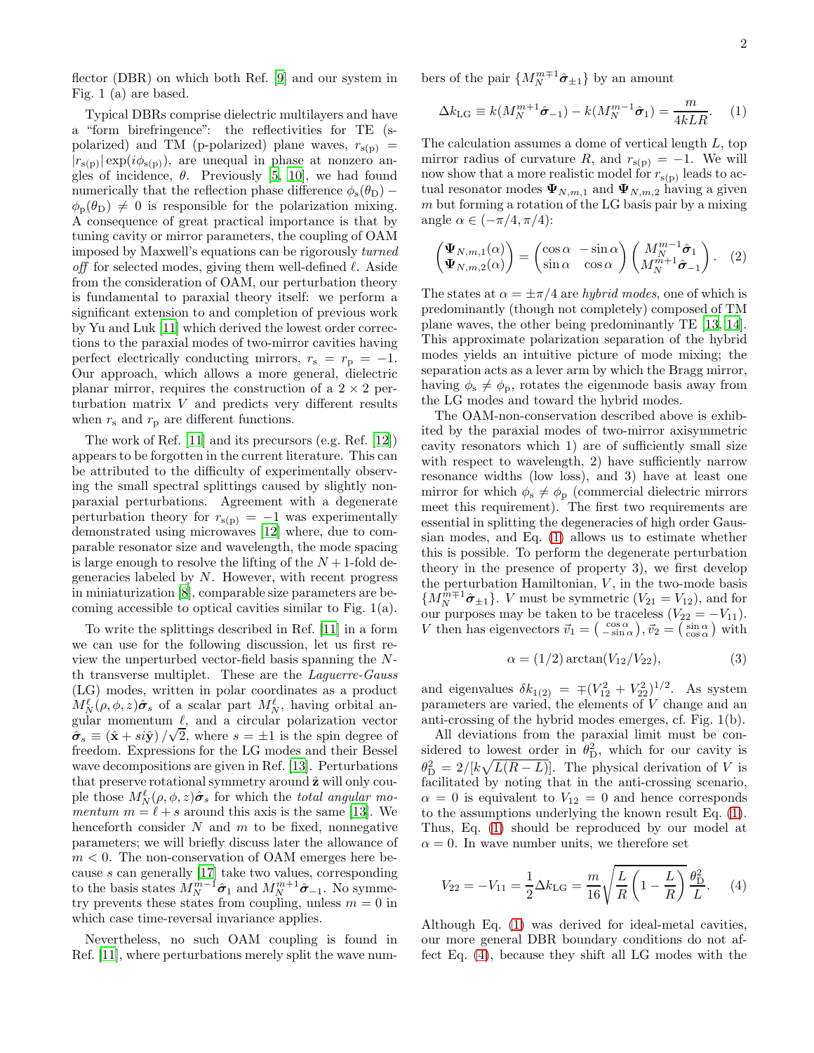flector (DBR) on which both Ref. [9] and our system in Fig. 1 (a) are based.

Typical DBRs comprise dielectric multilayers and have a "form birefringence": the reflectivities for TE (s-polarized) and TM (p-polarized) plane waves, $r_{\rm s(p)} = |r_{\rm s(p)}|\exp(i\phi_{\rm s(p)})$, are unequal in phase at nonzero angles of incidence, $\theta$. Previously [5, 10], we had found numerically that the reflection phase difference $\phi_{\rm s}(\theta_{\rm D}) - \phi_{\rm p}(\theta_{\rm D}) \neq 0$ is responsible for the polarization mixing. A consequence of great practical importance is that by tuning cavity or mirror parameters, the coupling of OAM imposed by Maxwell's equations can be rigorously *turned off* for selected modes, giving them well-defined $\ell$. Aside from the consideration of OAM, our perturbation theory is fundamental to paraxial theory itself: we perform a significant extension to and completion of previous work by Yu and Luk [11] which derived the lowest order corrections to the paraxial modes of two-mirror cavities having perfect electrically conducting mirrors, $r_{\rm s} = r_{\rm p} = -1$. Our approach, which allows a more general, dielectric planar mirror, requires the construction of a $2\times 2$ perturbation matrix $V$ and predicts very different results when $r_{\rm s}$ and $r_{\rm p}$ are different functions.

The work of Ref. [11] and its precursors (e.g. Ref. [12]) appears to be forgotten in the current literature. This can be attributed to the difficulty of experimentally observing the small spectral splittings caused by slightly non-paraxial perturbations. Agreement with a degenerate perturbation theory for $r_{\rm s(p)} = -1$ was experimentally demonstrated using microwaves [12] where, due to comparable resonator size and wavelength, the mode spacing is large enough to resolve the lifting of the $N+1$-fold degeneracies labeled by $N$. However, with recent progress in miniaturization [8], comparable size parameters are becoming accessible to optical cavities similar to Fig. 1(a).

To write the splittings described in Ref. [11] in a form we can use for the following discussion, let us first review the unperturbed vector-field basis spanning the $N$-th transverse multiplet. These are the *Laguerre-Gauss* (LG) modes, written in polar coordinates as a product $M_N^\ell(\rho,\phi,z)\hat{\boldsymbol{\sigma}}_s$ of a scalar part $M_N^\ell$, having orbital angular momentum $\ell$, and a circular polarization vector $\hat{\boldsymbol{\sigma}}_s \equiv (\hat{\mathbf{x}} + si\hat{\mathbf{y}})/\sqrt{2}$, where $s=\pm 1$ is the spin degree of freedom. Expressions for the LG modes and their Bessel wave decompositions are given in Ref. [13]. Perturbations that preserve rotational symmetry around $\hat{\mathbf{z}}$ will only couple those $M_N^\ell(\rho,\phi,z)\hat{\boldsymbol{\sigma}}_s$ for which the *total angular momentum* $m = \ell + s$ around this axis is the same [13]. We henceforth consider $N$ and $m$ to be fixed, nonnegative parameters; we will briefly discuss later the allowance of $m<0$. The non-conservation of OAM emerges here because $s$ can generally [17] take two values, corresponding to the basis states $M_N^{m-1}\hat{\boldsymbol{\sigma}}_1$ and $M_N^{m+1}\hat{\boldsymbol{\sigma}}_{-1}$. No symmetry prevents these states from coupling, unless $m=0$ in which case time-reversal invariance applies.

Nevertheless, no such OAM coupling is found in Ref. [11], where perturbations merely split the wave numbers of the pair $\{M_N^{m\mp 1}\hat{\boldsymbol{\sigma}}_{\pm 1}\}$ by an amount

$$\Delta k_{\rm LG} \equiv k(M_N^{m+1}\hat{\boldsymbol{\sigma}}_{-1}) - k(M_N^{m-1}\hat{\boldsymbol{\sigma}}_{1}) = \frac{m}{4kLR}. \quad (1)$$

The calculation assumes a dome of vertical length $L$, top mirror radius of curvature $R$, and $r_{\rm s(p)} = -1$. We will now show that a more realistic model for $r_{\rm s(p)}$ leads to actual resonator modes $\boldsymbol{\Psi}_{N,m,1}$ and $\boldsymbol{\Psi}_{N,m,2}$ having a given $m$ but forming a rotation of the LG basis pair by a mixing angle $\alpha \in (-\pi/4, \pi/4)$:

$$\begin{pmatrix}\boldsymbol{\Psi}_{N,m,1}(\alpha)\\ \boldsymbol{\Psi}_{N,m,2}(\alpha)\end{pmatrix} = \begin{pmatrix}\cos\alpha & -\sin\alpha\\ \sin\alpha & \cos\alpha\end{pmatrix}\begin{pmatrix}M_N^{m-1}\hat{\boldsymbol{\sigma}}_1\\ M_N^{m+1}\hat{\boldsymbol{\sigma}}_{-1}\end{pmatrix}. \quad (2)$$

The states at $\alpha = \pm\pi/4$ are *hybrid modes*, one of which is predominantly (though not completely) composed of TM plane waves, the other being predominantly TE [13, 14]. This approximate polarization separation of the hybrid modes yields an intuitive picture of mode mixing; the separation acts as a lever arm by which the Bragg mirror, having $\phi_{\rm s} \neq \phi_{\rm p}$, rotates the eigenmode basis away from the LG modes and toward the hybrid modes.

The OAM-non-conservation described above is exhibited by the paraxial modes of two-mirror axisymmetric cavity resonators which 1) are of sufficiently small size with respect to wavelength, 2) have sufficiently narrow resonance widths (low loss), and 3) have at least one mirror for which $\phi_{\rm s} \neq \phi_{\rm p}$ (commercial dielectric mirrors meet this requirement). The first two requirements are essential in splitting the degeneracies of high order Gaussian modes, and Eq. (1) allows us to estimate whether this is possible. To perform the degenerate perturbation theory in the presence of property 3), we first develop the perturbation Hamiltonian, $V$, in the two-mode basis $\{M_N^{m\mp 1}\hat{\boldsymbol{\sigma}}_{\pm 1}\}$. $V$ must be symmetric ($V_{21} = V_{12}$), and for our purposes may be taken to be traceless ($V_{22} = -V_{11}$). $V$ then has eigenvectors $\vec{v}_1 = \left(\begin{smallmatrix}\cos\alpha\\ -\sin\alpha\end{smallmatrix}\right), \vec{v}_2 = \left(\begin{smallmatrix}\sin\alpha\\ \cos\alpha\end{smallmatrix}\right)$ with

$$\alpha = (1/2)\arctan(V_{12}/V_{22}), \quad (3)$$

and eigenvalues $\delta k_{1(2)} = \mp(V_{12}^2 + V_{22}^2)^{1/2}$. As system parameters are varied, the elements of $V$ change and an anti-crossing of the hybrid modes emerges, cf. Fig. 1(b).

All deviations from the paraxial limit must be considered to lowest order in $\theta_{\rm D}^2$, which for our cavity is $\theta_{\rm D}^2 = 2/[k\sqrt{L(R-L)}]$. The physical derivation of $V$ is facilitated by noting that in the anti-crossing scenario, $\alpha = 0$ is equivalent to $V_{12} = 0$ and hence corresponds to the assumptions underlying the known result Eq. (1). Thus, Eq. (1) should be reproduced by our model at $\alpha = 0$. In wave number units, we therefore set

$$V_{22} = -V_{11} = \frac{1}{2}\Delta k_{\rm LG} = \frac{m}{16}\sqrt{\frac{L}{R}\left(1-\frac{L}{R}\right)}\,\frac{\theta_{\rm D}^2}{L}. \quad (4)$$

Although Eq. (1) was derived for ideal-metal cavities, our more general DBR boundary conditions do not affect Eq. (4), because they shift all LG modes with the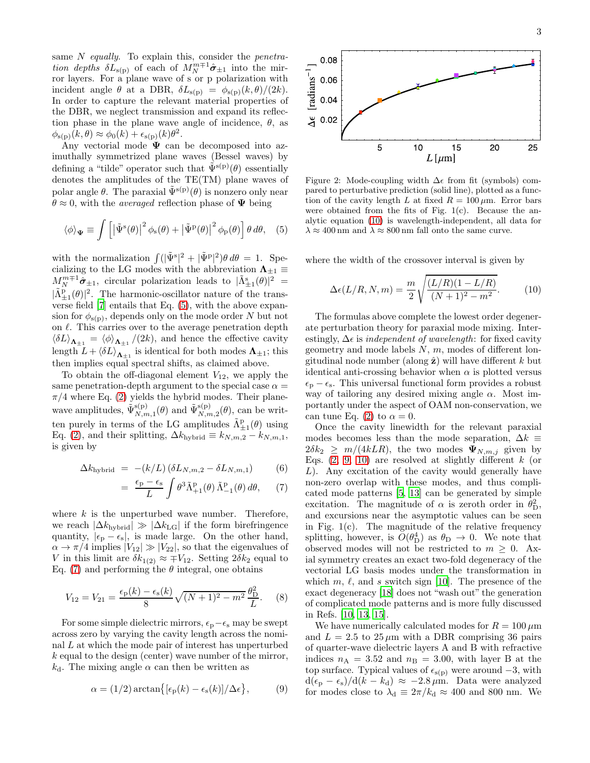same $N$ *equally*. To explain this, consider the *penetration depths* $\delta L_{\rm s(p)}$ of each of $M_N^{m\mp1}\hat{\boldsymbol\sigma}_{\pm1}$ into the mirror layers. For a plane wave of s or p polarization with incident angle $\theta$ at a DBR, $\delta L_{\rm s(p)} = \phi_{\rm s(p)}(k,\theta)/(2k)$. In order to capture the relevant material properties of the DBR, we neglect transmission and expand its reflection phase in the plane wave angle of incidence, $\theta$, as $\phi_{\rm s(p)}(k,\theta) \approx \phi_0(k) + \epsilon_{\rm s(p)}(k)\theta^2$.

Any vectorial mode $\boldsymbol\Psi$ can be decomposed into azimuthally symmetrized plane waves (Bessel waves) by defining a "tilde" operator such that $\tilde\Psi^{\rm s(p)}(\theta)$ essentially denotes the amplitudes of the TE(TM) plane waves of polar angle $\theta$. The paraxial $\tilde\Psi^{\rm s(p)}(\theta)$ is nonzero only near $\theta \approx 0$, with the *averaged* reflection phase of $\boldsymbol\Psi$ being

$$\langle\phi\rangle_{\boldsymbol\Psi} \equiv \int \left[\left|\tilde\Psi^{\rm s}(\theta)\right|^2 \phi_{\rm s}(\theta) + \left|\tilde\Psi^{\rm p}(\theta)\right|^2 \phi_{\rm p}(\theta)\right] \theta\, d\theta, \quad (5)$$

with the normalization $\int(|\tilde\Psi^{\rm s}|^2 + |\tilde\Psi^{\rm p}|^2)\theta\, d\theta = 1$. Specializing to the LG modes with the abbreviation $\boldsymbol\Lambda_{\pm1} \equiv M_N^{m\mp1}\hat{\boldsymbol\sigma}_{\pm1}$, circular polarization leads to $|\tilde\Lambda^{\rm s}_{\pm1}(\theta)|^2 = |\tilde\Lambda^{\rm p}_{\pm1}(\theta)|^2$. The harmonic-oscillator nature of the transverse field [7] entails that Eq. (5), with the above expansion for $\phi_{\rm s(p)}$, depends only on the mode order $N$ but not on $\ell$. This carries over to the average penetration depth $\langle\delta L\rangle_{\boldsymbol\Lambda_{\pm1}} = \langle\phi\rangle_{\boldsymbol\Lambda_{\pm1}}/(2k)$, and hence the effective cavity length $L + \langle\delta L\rangle_{\boldsymbol\Lambda_{\pm1}}$ is identical for both modes $\boldsymbol\Lambda_{\pm1}$; this then implies equal spectral shifts, as claimed above.

To obtain the off-diagonal element $V_{12}$, we apply the same penetration-depth argument to the special case $\alpha = \pi/4$ where Eq. (2) yields the hybrid modes. Their plane-wave amplitudes, $\tilde\Psi^{\rm s(p)}_{N,m,1}(\theta)$ and $\tilde\Psi^{\rm s(p)}_{N,m,2}(\theta)$, can be written purely in terms of the LG amplitudes $\tilde\Lambda^{\rm p}_{\pm1}(\theta)$ using Eq. (2), and their splitting, $\Delta k_{\rm hybrid} \equiv k_{N,m,2} - k_{N,m,1}$, is given by

$$\Delta k_{\rm hybrid} = -(k/L)\left(\delta L_{N,m,2} - \delta L_{N,m,1}\right) \quad (6)$$

$$= \frac{\epsilon_{\rm p} - \epsilon_{\rm s}}{L} \int \theta^3 \tilde\Lambda^{\rm p}_{+1}(\theta)\, \tilde\Lambda^{\rm p}_{-1}(\theta)\, d\theta, \quad (7)$$

where $k$ is the unperturbed wave number. Therefore, we reach $|\Delta k_{\rm hybrid}| \gg |\Delta k_{\rm LG}|$ if the form birefringence quantity, $|\epsilon_{\rm p} - \epsilon_{\rm s}|$, is made large. On the other hand, $\alpha \to \pi/4$ implies $|V_{12}| \gg |V_{22}|$, so that the eigenvalues of $V$ in this limit are $\delta k_{1(2)} \approx \mp V_{12}$. Setting $2\delta k_2$ equal to Eq. (7) and performing the $\theta$ integral, one obtains

$$V_{12} = V_{21} = \frac{\epsilon_{\rm p}(k) - \epsilon_{\rm s}(k)}{8}\sqrt{(N+1)^2 - m^2}\,\frac{\theta_{\rm D}^2}{L}. \quad (8)$$

For some simple dielectric mirrors, $\epsilon_{\rm p} - \epsilon_{\rm s}$ may be swept across zero by varying the cavity length across the nominal $L$ at which the mode pair of interest has unperturbed $k$ equal to the design (center) wave number of the mirror, $k_{\rm d}$. The mixing angle $\alpha$ can then be written as

$$\alpha = (1/2)\arctan\left\{[\epsilon_{\rm p}(k) - \epsilon_{\rm s}(k)]/\Delta\epsilon\right\}, \quad (9)$$

Figure 2: Mode-coupling width $\Delta\epsilon$ from fit (symbols) compared to perturbative prediction (solid line), plotted as a function of the cavity length $L$ at fixed $R = 100\,\mu$m. Error bars were obtained from the fits of Fig. 1(c). Because the analytic equation (10) is wavelength-independent, all data for $\lambda \approx 400$ nm and $\lambda \approx 800$ nm fall onto the same curve.

where the width of the crossover interval is given by

$$\Delta\epsilon(L/R, N, m) = \frac{m}{2}\sqrt{\frac{(L/R)(1 - L/R)}{(N+1)^2 - m^2}}. \quad (10)$$

The formulas above complete the lowest order degenerate perturbation theory for paraxial mode mixing. Interestingly, $\Delta\epsilon$ is *independent of wavelength*: for fixed cavity geometry and mode labels $N$, $m$, modes of different longitudinal node number (along $\hat{\mathbf z}$) will have different $k$ but identical anti-crossing behavior when $\alpha$ is plotted versus $\epsilon_{\rm p} - \epsilon_{\rm s}$. This universal functional form provides a robust way of tailoring any desired mixing angle $\alpha$. Most importantly under the aspect of OAM non-conservation, we can tune Eq. (2) to $\alpha = 0$.

Once the cavity linewidth for the relevant paraxial modes becomes less than the mode separation, $\Delta k \equiv 2\delta k_2 \geq m/(4kLR)$, the two modes $\boldsymbol\Psi_{N,m,j}$ given by Eqs. (2, 9, 10) are resolved at slightly different $k$ (or $L$). Any excitation of the cavity would generally have non-zero overlap with these modes, and thus complicated mode patterns [5, 13] can be generated by simple excitation. The magnitude of $\alpha$ is zeroth order in $\theta_{\rm D}^2$, and excursions near the asymptotic values can be seen in Fig. 1(c). The magnitude of the relative frequency splitting, however, is $O(\theta_{\rm D}^4)$ as $\theta_{\rm D} \to 0$. We note that observed modes will not be restricted to $m \geq 0$. Axial symmetry creates an exact two-fold degeneracy of the vectorial LG basis modes under the transformation in which $m$, $\ell$, and $s$ switch sign [10]. The presence of the exact degeneracy [18] does not "wash out" the generation of complicated mode patterns and is more fully discussed in Refs. [10, 13, 15].

We have numerically calculated modes for $R = 100\,\mu$m and $L = 2.5$ to $25\,\mu$m with a DBR comprising 36 pairs of quarter-wave dielectric layers A and B with refractive indices $n_{\rm A} = 3.52$ and $n_{\rm B} = 3.00$, with layer B at the top surface. Typical values of $\epsilon_{\rm s(p)}$ were around $-3$, with $\mathrm{d}(\epsilon_{\rm p} - \epsilon_{\rm s})/\mathrm{d}(k - k_{\rm d}) \approx -2.8\,\mu$m. Data were analyzed for modes close to $\lambda_{\rm d} \equiv 2\pi/k_{\rm d} \approx 400$ and 800 nm. We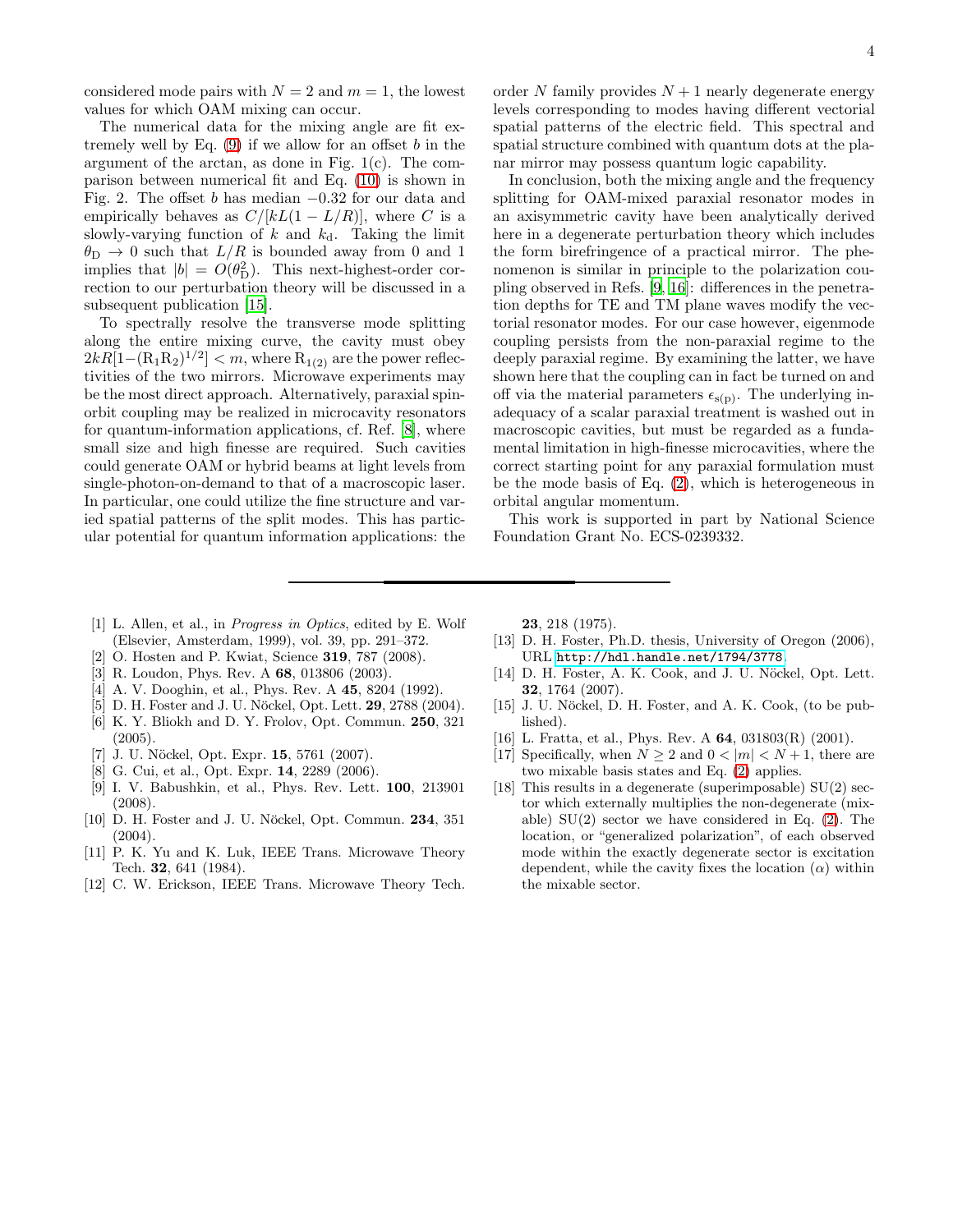considered mode pairs with $N = 2$ and $m = 1$, the lowest values for which OAM mixing can occur.

The numerical data for the mixing angle are fit extremely well by Eq. (9) if we allow for an offset $b$ in the argument of the arctan, as done in Fig. 1(c). The comparison between numerical fit and Eq. (10) is shown in Fig. 2. The offset $b$ has median $-0.32$ for our data and empirically behaves as $C/[kL(1-L/R)]$, where $C$ is a slowly-varying function of $k$ and $k_{\rm d}$. Taking the limit $\theta_{\rm D} \to 0$ such that $L/R$ is bounded away from 0 and 1 implies that $|b| = O(\theta_{\rm D}^2)$. This next-highest-order correction to our perturbation theory will be discussed in a subsequent publication [15].

To spectrally resolve the transverse mode splitting along the entire mixing curve, the cavity must obey $2kR[1-(\mathrm{R}_1\mathrm{R}_2)^{1/2}] < m$, where $\mathrm{R}_{1(2)}$ are the power reflectivities of the two mirrors. Microwave experiments may be the most direct approach. Alternatively, paraxial spin-orbit coupling may be realized in microcavity resonators for quantum-information applications, cf. Ref. [8], where small size and high finesse are required. Such cavities could generate OAM or hybrid beams at light levels from single-photon-on-demand to that of a macroscopic laser. In particular, one could utilize the fine structure and varied spatial patterns of the split modes. This has particular potential for quantum information applications: the order $N$ family provides $N + 1$ nearly degenerate energy levels corresponding to modes having different vectorial spatial patterns of the electric field. This spectral and spatial structure combined with quantum dots at the planar mirror may possess quantum logic capability.

In conclusion, both the mixing angle and the frequency splitting for OAM-mixed paraxial resonator modes in an axisymmetric cavity have been analytically derived here in a degenerate perturbation theory which includes the form birefringence of a practical mirror. The phenomenon is similar in principle to the polarization coupling observed in Refs. [9, 16]: differences in the penetration depths for TE and TM plane waves modify the vectorial resonator modes. For our case however, eigenmode coupling persists from the non-paraxial regime to the deeply paraxial regime. By examining the latter, we have shown here that the coupling can in fact be turned on and off via the material parameters $\epsilon_{\rm s(p)}$. The underlying inadequacy of a scalar paraxial treatment is washed out in macroscopic cavities, but must be regarded as a fundamental limitation in high-finesse microcavities, where the correct starting point for any paraxial formulation must be the mode basis of Eq. (2), which is heterogeneous in orbital angular momentum.

This work is supported in part by National Science Foundation Grant No. ECS-0239332.

---

[1] L. Allen, et al., in *Progress in Optics*, edited by E. Wolf (Elsevier, Amsterdam, 1999), vol. 39, pp. 291–372.

[2] O. Hosten and P. Kwiat, Science **319**, 787 (2008).

[3] R. Loudon, Phys. Rev. A **68**, 013806 (2003).

[4] A. V. Dooghin, et al., Phys. Rev. A **45**, 8204 (1992).

[5] D. H. Foster and J. U. Nöckel, Opt. Lett. **29**, 2788 (2004).

[6] K. Y. Bliokh and D. Y. Frolov, Opt. Commun. **250**, 321 (2005).

[7] J. U. Nöckel, Opt. Expr. **15**, 5761 (2007).

[8] G. Cui, et al., Opt. Expr. **14**, 2289 (2006).

[9] I. V. Babushkin, et al., Phys. Rev. Lett. **100**, 213901 (2008).

[10] D. H. Foster and J. U. Nöckel, Opt. Commun. **234**, 351 (2004).

[11] P. K. Yu and K. Luk, IEEE Trans. Microwave Theory Tech. **32**, 641 (1984).

[12] C. W. Erickson, IEEE Trans. Microwave Theory Tech. **23**, 218 (1975).

[13] D. H. Foster, Ph.D. thesis, University of Oregon (2006), URL http://hdl.handle.net/1794/3778.

[14] D. H. Foster, A. K. Cook, and J. U. Nöckel, Opt. Lett. **32**, 1764 (2007).

[15] J. U. Nöckel, D. H. Foster, and A. K. Cook, (to be published).

[16] L. Fratta, et al., Phys. Rev. A **64**, 031803(R) (2001).

[17] Specifically, when $N \geq 2$ and $0 < |m| < N + 1$, there are two mixable basis states and Eq. (2) applies.

[18] This results in a degenerate (superimposable) SU(2) sector which externally multiplies the non-degenerate (mixable) SU(2) sector we have considered in Eq. (2). The location, or "generalized polarization", of each observed mode within the exactly degenerate sector is excitation dependent, while the cavity fixes the location ($\alpha$) within the mixable sector.